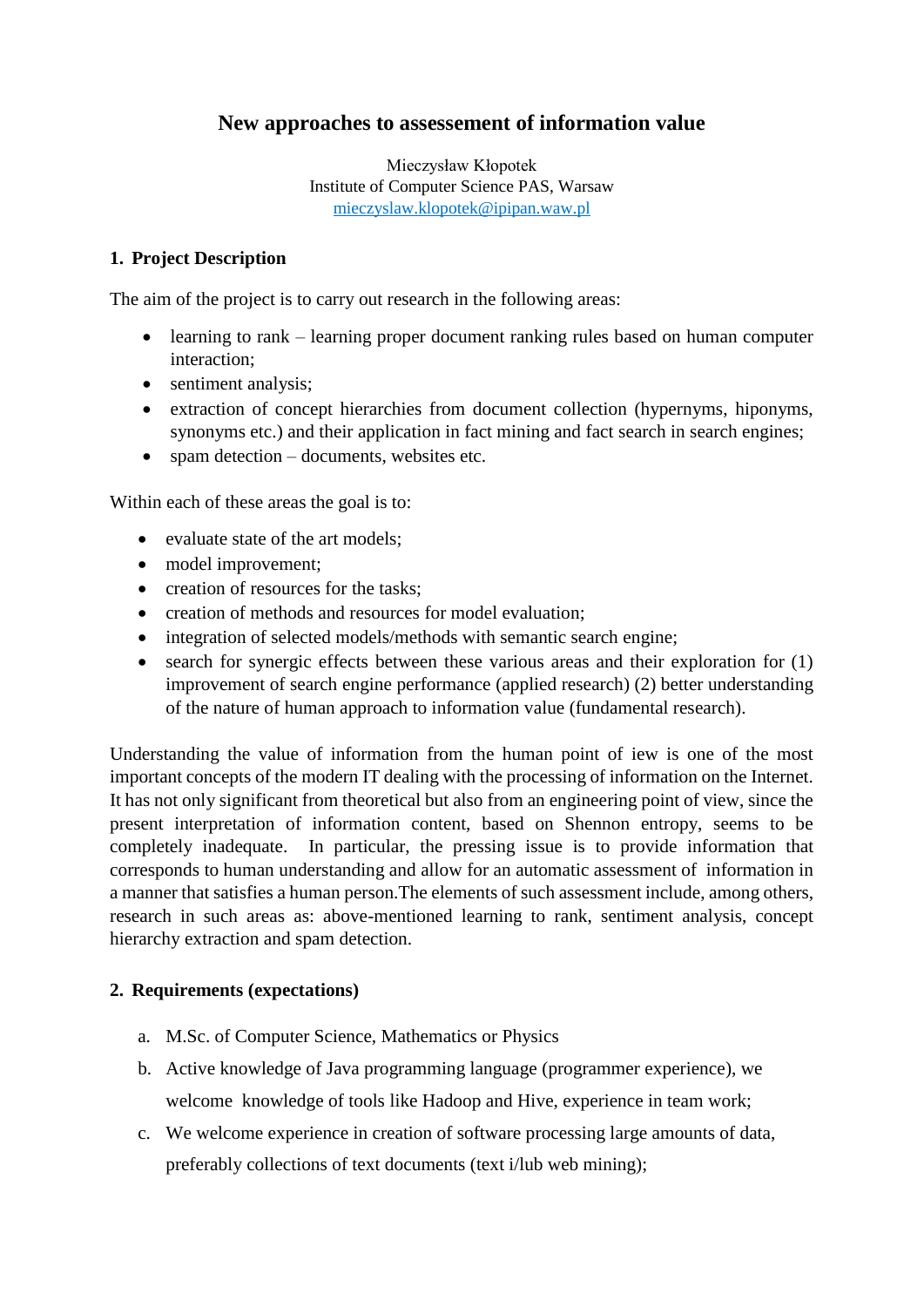# New approaches to assessement of information value

Mieczysław Kłopotek
Institute of Computer Science PAS, Warsaw
mieczyslaw.klopotek@ipipan.waw.pl

## 1. Project Description

The aim of the project is to carry out research in the following areas:

- learning to rank – learning proper document ranking rules based on human computer interaction;
- sentiment analysis;
- extraction of concept hierarchies from document collection (hypernyms, hiponyms, synonyms etc.) and their application in fact mining and fact search in search engines;
- spam detection – documents, websites etc.

Within each of these areas the goal is to:

- evaluate state of the art models;
- model improvement;
- creation of resources for the tasks;
- creation of methods and resources for model evaluation;
- integration of selected models/methods with semantic search engine;
- search for synergic effects between these various areas and their exploration for (1) improvement of search engine performance (applied research) (2) better understanding of the nature of human approach to information value (fundamental research).

Understanding the value of information from the human point of iew is one of the most important concepts of the modern IT dealing with the processing of information on the Internet. It has not only significant from theoretical but also from an engineering point of view, since the present interpretation of information content, based on Shennon entropy, seems to be completely inadequate. In particular, the pressing issue is to provide information that corresponds to human understanding and allow for an automatic assessment of information in a manner that satisfies a human person.The elements of such assessment include, among others, research in such areas as: above-mentioned learning to rank, sentiment analysis, concept hierarchy extraction and spam detection.

## 2. Requirements (expectations)

a. M.Sc. of Computer Science, Mathematics or Physics
b. Active knowledge of Java programming language (programmer experience), we welcome knowledge of tools like Hadoop and Hive, experience in team work;
c. We welcome experience in creation of software processing large amounts of data, preferably collections of text documents (text i/lub web mining);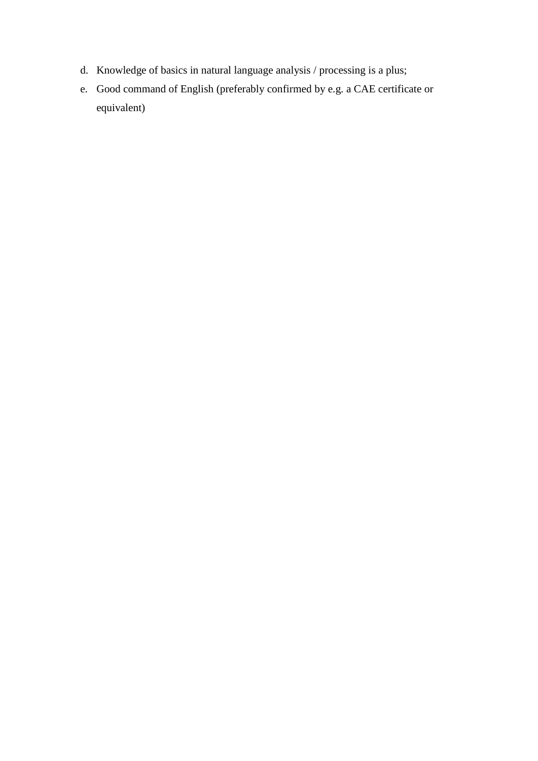d. Knowledge of basics in natural language analysis / processing is a plus;
e. Good command of English (preferably confirmed by e.g. a CAE certificate or equivalent)